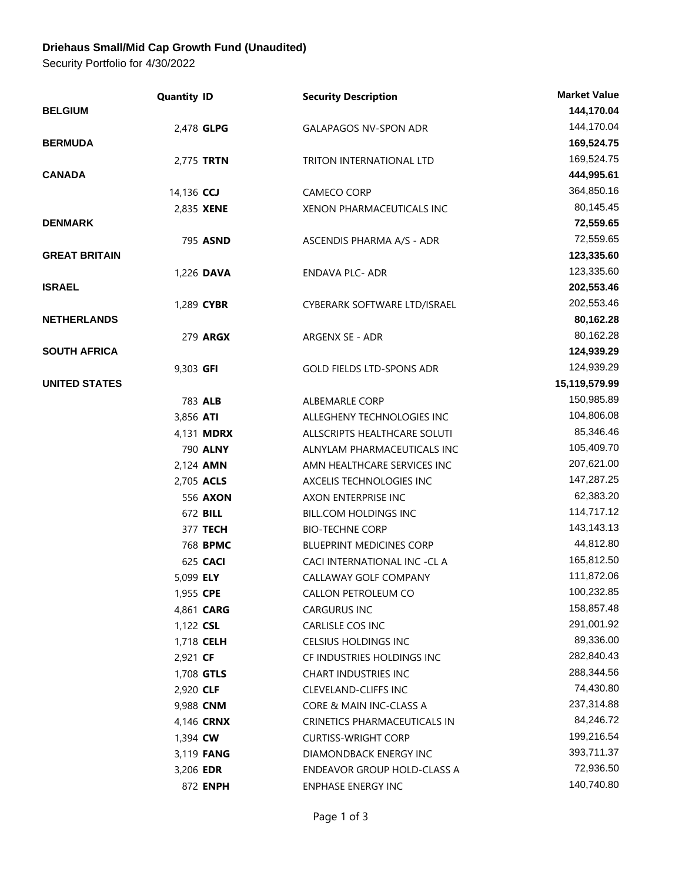**Driehaus Small/Mid Cap Growth Fund (Unaudited)**

Security Portfolio for 4/30/2022

| | Quantity | ID | Security Description | Market Value |
|---|---|---|---|---|
| **BELGIUM** | | | | **144,170.04** |
| | 2,478 | **GLPG** | GALAPAGOS NV-SPON ADR | 144,170.04 |
| **BERMUDA** | | | | **169,524.75** |
| | 2,775 | **TRTN** | TRITON INTERNATIONAL LTD | 169,524.75 |
| **CANADA** | | | | **444,995.61** |
| | 14,136 | **CCJ** | CAMECO CORP | 364,850.16 |
| | 2,835 | **XENE** | XENON PHARMACEUTICALS INC | 80,145.45 |
| **DENMARK** | | | | **72,559.65** |
| | 795 | **ASND** | ASCENDIS PHARMA A/S - ADR | 72,559.65 |
| **GREAT BRITAIN** | | | | **123,335.60** |
| | 1,226 | **DAVA** | ENDAVA PLC- ADR | 123,335.60 |
| **ISRAEL** | | | | **202,553.46** |
| | 1,289 | **CYBR** | CYBERARK SOFTWARE LTD/ISRAEL | 202,553.46 |
| **NETHERLANDS** | | | | **80,162.28** |
| | 279 | **ARGX** | ARGENX SE - ADR | 80,162.28 |
| **SOUTH AFRICA** | | | | **124,939.29** |
| | 9,303 | **GFI** | GOLD FIELDS LTD-SPONS ADR | 124,939.29 |
| **UNITED STATES** | | | | **15,119,579.99** |
| | 783 | **ALB** | ALBEMARLE CORP | 150,985.89 |
| | 3,856 | **ATI** | ALLEGHENY TECHNOLOGIES INC | 104,806.08 |
| | 4,131 | **MDRX** | ALLSCRIPTS HEALTHCARE SOLUTI | 85,346.46 |
| | 790 | **ALNY** | ALNYLAM PHARMACEUTICALS INC | 105,409.70 |
| | 2,124 | **AMN** | AMN HEALTHCARE SERVICES INC | 207,621.00 |
| | 2,705 | **ACLS** | AXCELIS TECHNOLOGIES INC | 147,287.25 |
| | 556 | **AXON** | AXON ENTERPRISE INC | 62,383.20 |
| | 672 | **BILL** | BILL.COM HOLDINGS INC | 114,717.12 |
| | 377 | **TECH** | BIO-TECHNE CORP | 143,143.13 |
| | 768 | **BPMC** | BLUEPRINT MEDICINES CORP | 44,812.80 |
| | 625 | **CACI** | CACI INTERNATIONAL INC -CL A | 165,812.50 |
| | 5,099 | **ELY** | CALLAWAY GOLF COMPANY | 111,872.06 |
| | 1,955 | **CPE** | CALLON PETROLEUM CO | 100,232.85 |
| | 4,861 | **CARG** | CARGURUS INC | 158,857.48 |
| | 1,122 | **CSL** | CARLISLE COS INC | 291,001.92 |
| | 1,718 | **CELH** | CELSIUS HOLDINGS INC | 89,336.00 |
| | 2,921 | **CF** | CF INDUSTRIES HOLDINGS INC | 282,840.43 |
| | 1,708 | **GTLS** | CHART INDUSTRIES INC | 288,344.56 |
| | 2,920 | **CLF** | CLEVELAND-CLIFFS INC | 74,430.80 |
| | 9,988 | **CNM** | CORE & MAIN INC-CLASS A | 237,314.88 |
| | 4,146 | **CRNX** | CRINETICS PHARMACEUTICALS IN | 84,246.72 |
| | 1,394 | **CW** | CURTISS-WRIGHT CORP | 199,216.54 |
| | 3,119 | **FANG** | DIAMONDBACK ENERGY INC | 393,711.37 |
| | 3,206 | **EDR** | ENDEAVOR GROUP HOLD-CLASS A | 72,936.50 |
| | 872 | **ENPH** | ENPHASE ENERGY INC | 140,740.80 |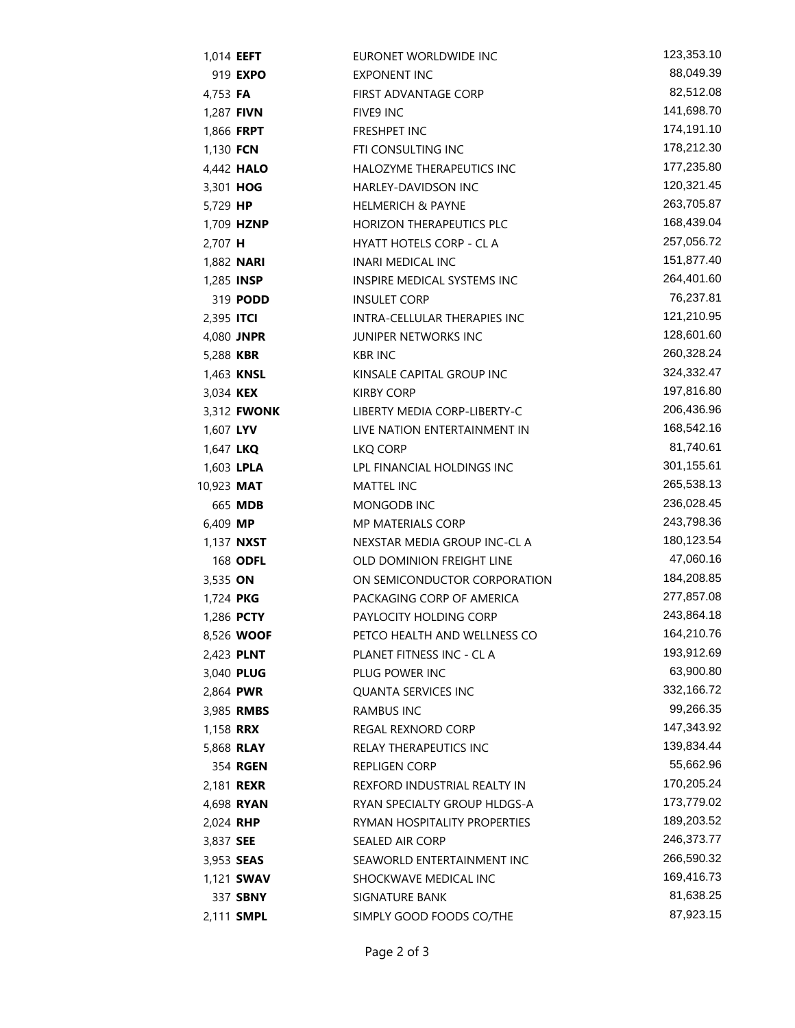| | | | |
|---|---|---|---|
| 1,014 | **EEFT** | EURONET WORLDWIDE INC | 123,353.10 |
| 919 | **EXPO** | EXPONENT INC | 88,049.39 |
| 4,753 | **FA** | FIRST ADVANTAGE CORP | 82,512.08 |
| 1,287 | **FIVN** | FIVE9 INC | 141,698.70 |
| 1,866 | **FRPT** | FRESHPET INC | 174,191.10 |
| 1,130 | **FCN** | FTI CONSULTING INC | 178,212.30 |
| 4,442 | **HALO** | HALOZYME THERAPEUTICS INC | 177,235.80 |
| 3,301 | **HOG** | HARLEY-DAVIDSON INC | 120,321.45 |
| 5,729 | **HP** | HELMERICH & PAYNE | 263,705.87 |
| 1,709 | **HZNP** | HORIZON THERAPEUTICS PLC | 168,439.04 |
| 2,707 | **H** | HYATT HOTELS CORP - CL A | 257,056.72 |
| 1,882 | **NARI** | INARI MEDICAL INC | 151,877.40 |
| 1,285 | **INSP** | INSPIRE MEDICAL SYSTEMS INC | 264,401.60 |
| 319 | **PODD** | INSULET CORP | 76,237.81 |
| 2,395 | **ITCI** | INTRA-CELLULAR THERAPIES INC | 121,210.95 |
| 4,080 | **JNPR** | JUNIPER NETWORKS INC | 128,601.60 |
| 5,288 | **KBR** | KBR INC | 260,328.24 |
| 1,463 | **KNSL** | KINSALE CAPITAL GROUP INC | 324,332.47 |
| 3,034 | **KEX** | KIRBY CORP | 197,816.80 |
| 3,312 | **FWONK** | LIBERTY MEDIA CORP-LIBERTY-C | 206,436.96 |
| 1,607 | **LYV** | LIVE NATION ENTERTAINMENT IN | 168,542.16 |
| 1,647 | **LKQ** | LKQ CORP | 81,740.61 |
| 1,603 | **LPLA** | LPL FINANCIAL HOLDINGS INC | 301,155.61 |
| 10,923 | **MAT** | MATTEL INC | 265,538.13 |
| 665 | **MDB** | MONGODB INC | 236,028.45 |
| 6,409 | **MP** | MP MATERIALS CORP | 243,798.36 |
| 1,137 | **NXST** | NEXSTAR MEDIA GROUP INC-CL A | 180,123.54 |
| 168 | **ODFL** | OLD DOMINION FREIGHT LINE | 47,060.16 |
| 3,535 | **ON** | ON SEMICONDUCTOR CORPORATION | 184,208.85 |
| 1,724 | **PKG** | PACKAGING CORP OF AMERICA | 277,857.08 |
| 1,286 | **PCTY** | PAYLOCITY HOLDING CORP | 243,864.18 |
| 8,526 | **WOOF** | PETCO HEALTH AND WELLNESS CO | 164,210.76 |
| 2,423 | **PLNT** | PLANET FITNESS INC - CL A | 193,912.69 |
| 3,040 | **PLUG** | PLUG POWER INC | 63,900.80 |
| 2,864 | **PWR** | QUANTA SERVICES INC | 332,166.72 |
| 3,985 | **RMBS** | RAMBUS INC | 99,266.35 |
| 1,158 | **RRX** | REGAL REXNORD CORP | 147,343.92 |
| 5,868 | **RLAY** | RELAY THERAPEUTICS INC | 139,834.44 |
| 354 | **RGEN** | REPLIGEN CORP | 55,662.96 |
| 2,181 | **REXR** | REXFORD INDUSTRIAL REALTY IN | 170,205.24 |
| 4,698 | **RYAN** | RYAN SPECIALTY GROUP HLDGS-A | 173,779.02 |
| 2,024 | **RHP** | RYMAN HOSPITALITY PROPERTIES | 189,203.52 |
| 3,837 | **SEE** | SEALED AIR CORP | 246,373.77 |
| 3,953 | **SEAS** | SEAWORLD ENTERTAINMENT INC | 266,590.32 |
| 1,121 | **SWAV** | SHOCKWAVE MEDICAL INC | 169,416.73 |
| 337 | **SBNY** | SIGNATURE BANK | 81,638.25 |
| 2,111 | **SMPL** | SIMPLY GOOD FOODS CO/THE | 87,923.15 |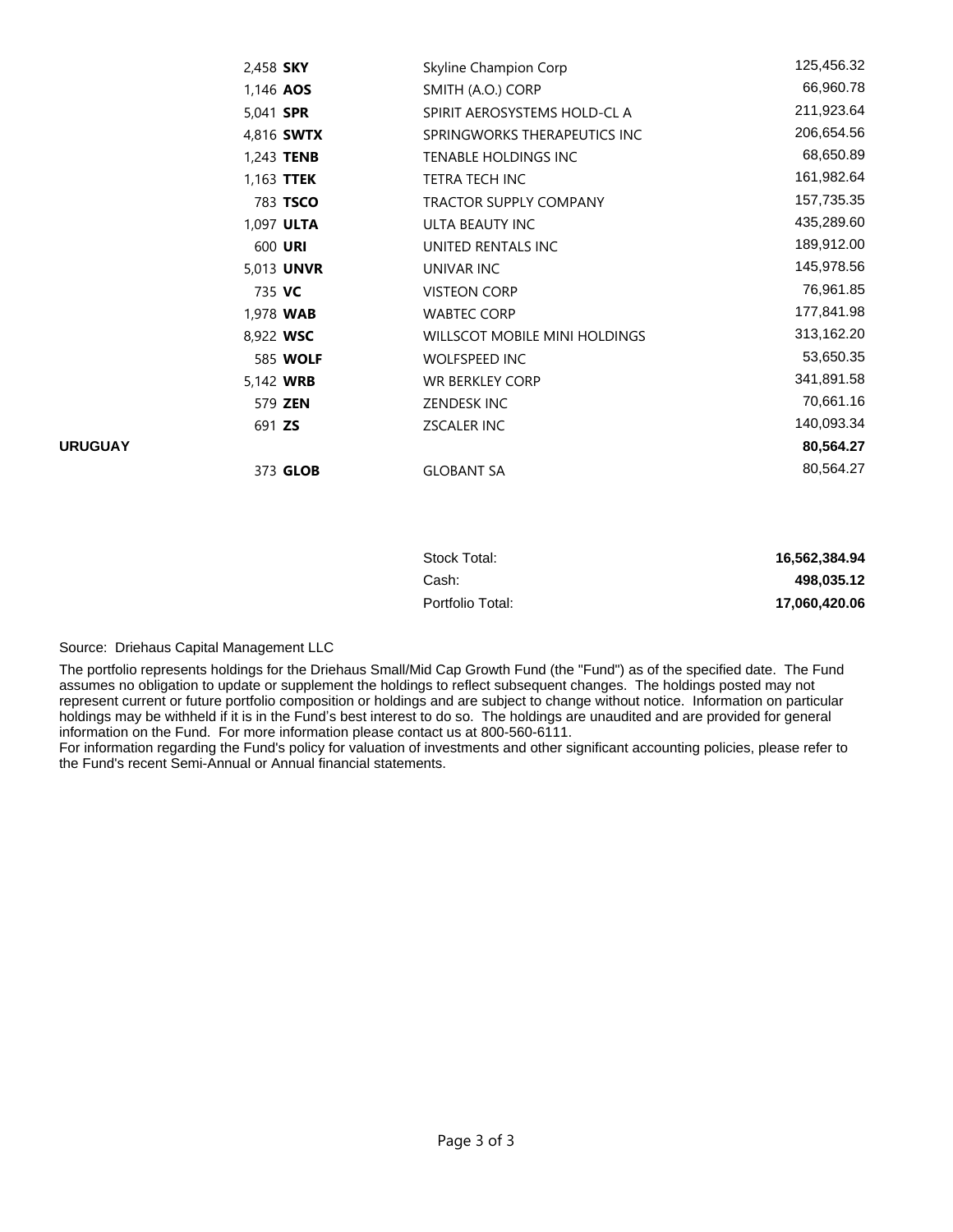| | | | | |
|---|---|---|---|---|
| | 2,458 | **SKY** | Skyline Champion Corp | 125,456.32 |
| | 1,146 | **AOS** | SMITH (A.O.) CORP | 66,960.78 |
| | 5,041 | **SPR** | SPIRIT AEROSYSTEMS HOLD-CL A | 211,923.64 |
| | 4,816 | **SWTX** | SPRINGWORKS THERAPEUTICS INC | 206,654.56 |
| | 1,243 | **TENB** | TENABLE HOLDINGS INC | 68,650.89 |
| | 1,163 | **TTEK** | TETRA TECH INC | 161,982.64 |
| | 783 | **TSCO** | TRACTOR SUPPLY COMPANY | 157,735.35 |
| | 1,097 | **ULTA** | ULTA BEAUTY INC | 435,289.60 |
| | 600 | **URI** | UNITED RENTALS INC | 189,912.00 |
| | 5,013 | **UNVR** | UNIVAR INC | 145,978.56 |
| | 735 | **VC** | VISTEON CORP | 76,961.85 |
| | 1,978 | **WAB** | WABTEC CORP | 177,841.98 |
| | 8,922 | **WSC** | WILLSCOT MOBILE MINI HOLDINGS | 313,162.20 |
| | 585 | **WOLF** | WOLFSPEED INC | 53,650.35 |
| | 5,142 | **WRB** | WR BERKLEY CORP | 341,891.58 |
| | 579 | **ZEN** | ZENDESK INC | 70,661.16 |
| | 691 | **ZS** | ZSCALER INC | 140,093.34 |
| **URUGUAY** | | | | **80,564.27** |
| | 373 | **GLOB** | GLOBANT SA | 80,564.27 |

| | |
|---|---|
| Stock Total: | **16,562,384.94** |
| Cash: | **498,035.12** |
| Portfolio Total: | **17,060,420.06** |

Source: Driehaus Capital Management LLC

The portfolio represents holdings for the Driehaus Small/Mid Cap Growth Fund (the "Fund") as of the specified date. The Fund assumes no obligation to update or supplement the holdings to reflect subsequent changes. The holdings posted may not represent current or future portfolio composition or holdings and are subject to change without notice. Information on particular holdings may be withheld if it is in the Fund's best interest to do so. The holdings are unaudited and are provided for general information on the Fund. For more information please contact us at 800-560-6111.

For information regarding the Fund's policy for valuation of investments and other significant accounting policies, please refer to the Fund's recent Semi-Annual or Annual financial statements.